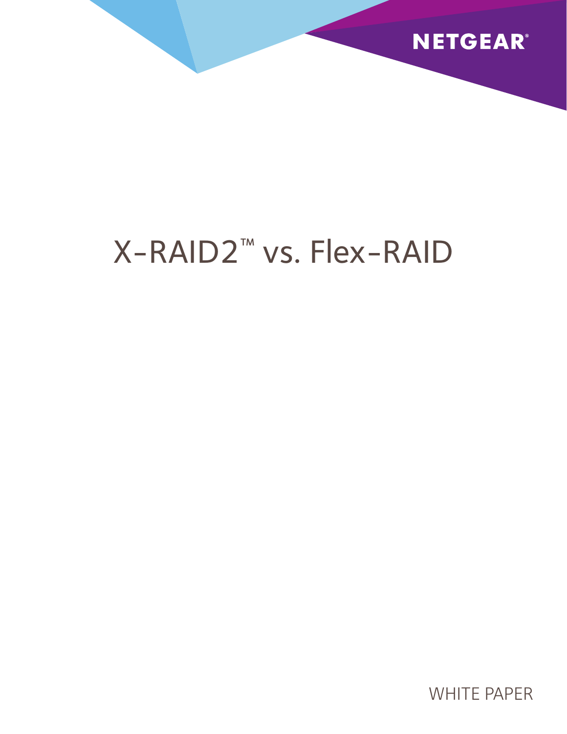NETGEAR®

# X-RAID2™ vs. Flex-RAID

WHITE PAPER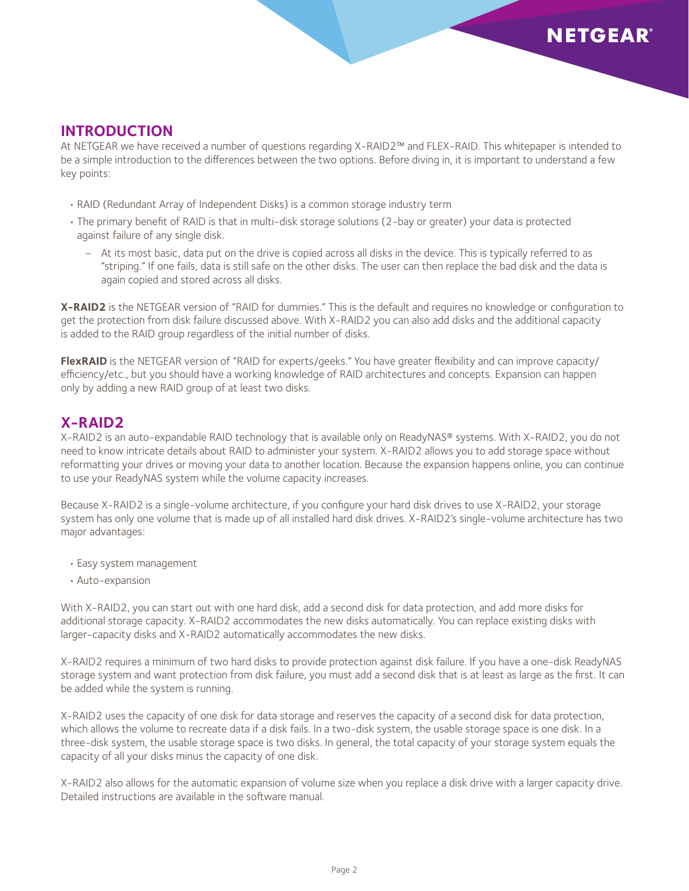## INTRODUCTION

At NETGEAR we have received a number of questions regarding X-RAID2™ and FLEX-RAID. This whitepaper is intended to be a simple introduction to the differences between the two options. Before diving in, it is important to understand a few key points:

- RAID (Redundant Array of Independent Disks) is a common storage industry term
- The primary benefit of RAID is that in multi-disk storage solutions (2-bay or greater) your data is protected against failure of any single disk.
  - At its most basic, data put on the drive is copied across all disks in the device. This is typically referred to as "striping." If one fails, data is still safe on the other disks. The user can then replace the bad disk and the data is again copied and stored across all disks.

**X-RAID2** is the NETGEAR version of "RAID for dummies." This is the default and requires no knowledge or configuration to get the protection from disk failure discussed above. With X-RAID2 you can also add disks and the additional capacity is added to the RAID group regardless of the initial number of disks.

**FlexRAID** is the NETGEAR version of "RAID for experts/geeks." You have greater flexibility and can improve capacity/efficiency/etc., but you should have a working knowledge of RAID architectures and concepts. Expansion can happen only by adding a new RAID group of at least two disks.

## X-RAID2

X-RAID2 is an auto-expandable RAID technology that is available only on ReadyNAS® systems. With X-RAID2, you do not need to know intricate details about RAID to administer your system. X-RAID2 allows you to add storage space without reformatting your drives or moving your data to another location. Because the expansion happens online, you can continue to use your ReadyNAS system while the volume capacity increases.

Because X-RAID2 is a single-volume architecture, if you configure your hard disk drives to use X-RAID2, your storage system has only one volume that is made up of all installed hard disk drives. X-RAID2's single-volume architecture has two major advantages:

- Easy system management
- Auto-expansion

With X-RAID2, you can start out with one hard disk, add a second disk for data protection, and add more disks for additional storage capacity. X-RAID2 accommodates the new disks automatically. You can replace existing disks with larger-capacity disks and X-RAID2 automatically accommodates the new disks.

X-RAID2 requires a minimum of two hard disks to provide protection against disk failure. If you have a one-disk ReadyNAS storage system and want protection from disk failure, you must add a second disk that is at least as large as the first. It can be added while the system is running.

X-RAID2 uses the capacity of one disk for data storage and reserves the capacity of a second disk for data protection, which allows the volume to recreate data if a disk fails. In a two-disk system, the usable storage space is one disk. In a three-disk system, the usable storage space is two disks. In general, the total capacity of your storage system equals the capacity of all your disks minus the capacity of one disk.

X-RAID2 also allows for the automatic expansion of volume size when you replace a disk drive with a larger capacity drive. Detailed instructions are available in the software manual.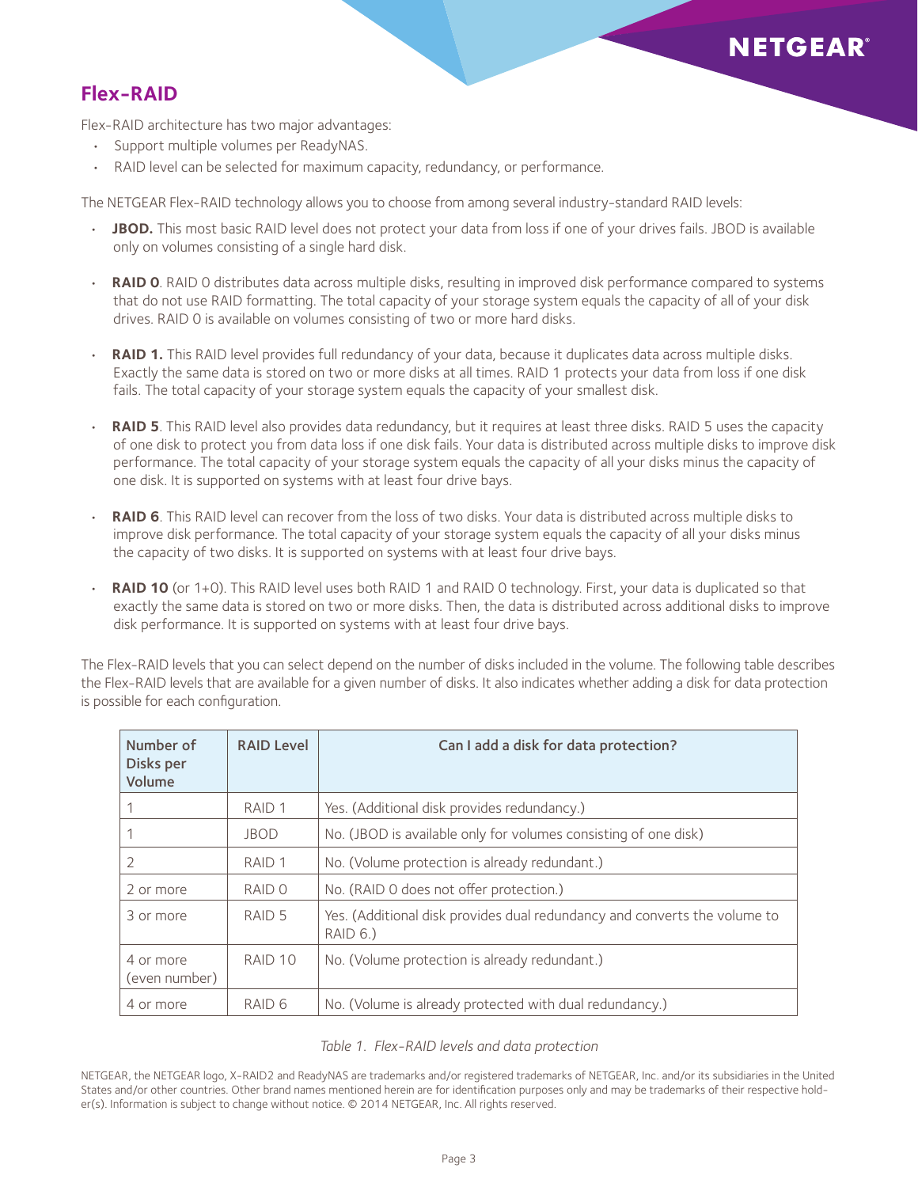## Flex-RAID

Flex-RAID architecture has two major advantages:

- Support multiple volumes per ReadyNAS.
- RAID level can be selected for maximum capacity, redundancy, or performance.

The NETGEAR Flex-RAID technology allows you to choose from among several industry-standard RAID levels:

- **JBOD.** This most basic RAID level does not protect your data from loss if one of your drives fails. JBOD is available only on volumes consisting of a single hard disk.
- **RAID 0**. RAID 0 distributes data across multiple disks, resulting in improved disk performance compared to systems that do not use RAID formatting. The total capacity of your storage system equals the capacity of all of your disk drives. RAID 0 is available on volumes consisting of two or more hard disks.
- **RAID 1.** This RAID level provides full redundancy of your data, because it duplicates data across multiple disks. Exactly the same data is stored on two or more disks at all times. RAID 1 protects your data from loss if one disk fails. The total capacity of your storage system equals the capacity of your smallest disk.
- **RAID 5**. This RAID level also provides data redundancy, but it requires at least three disks. RAID 5 uses the capacity of one disk to protect you from data loss if one disk fails. Your data is distributed across multiple disks to improve disk performance. The total capacity of your storage system equals the capacity of all your disks minus the capacity of one disk. It is supported on systems with at least four drive bays.
- **RAID 6**. This RAID level can recover from the loss of two disks. Your data is distributed across multiple disks to improve disk performance. The total capacity of your storage system equals the capacity of all your disks minus the capacity of two disks. It is supported on systems with at least four drive bays.
- **RAID 10** (or 1+0). This RAID level uses both RAID 1 and RAID 0 technology. First, your data is duplicated so that exactly the same data is stored on two or more disks. Then, the data is distributed across additional disks to improve disk performance. It is supported on systems with at least four drive bays.

The Flex-RAID levels that you can select depend on the number of disks included in the volume. The following table describes the Flex-RAID levels that are available for a given number of disks. It also indicates whether adding a disk for data protection is possible for each configuration.

| Number of Disks per Volume | RAID Level | Can I add a disk for data protection? |
| --- | --- | --- |
| 1 | RAID 1 | Yes. (Additional disk provides redundancy.) |
| 1 | JBOD | No. (JBOD is available only for volumes consisting of one disk) |
| 2 | RAID 1 | No. (Volume protection is already redundant.) |
| 2 or more | RAID 0 | No. (RAID 0 does not offer protection.) |
| 3 or more | RAID 5 | Yes. (Additional disk provides dual redundancy and converts the volume to RAID 6.) |
| 4 or more (even number) | RAID 10 | No. (Volume protection is already redundant.) |
| 4 or more | RAID 6 | No. (Volume is already protected with dual redundancy.) |

*Table 1. Flex-RAID levels and data protection*

NETGEAR, the NETGEAR logo, X-RAID2 and ReadyNAS are trademarks and/or registered trademarks of NETGEAR, Inc. and/or its subsidiaries in the United States and/or other countries. Other brand names mentioned herein are for identification purposes only and may be trademarks of their respective holder(s). Information is subject to change without notice. © 2014 NETGEAR, Inc. All rights reserved.